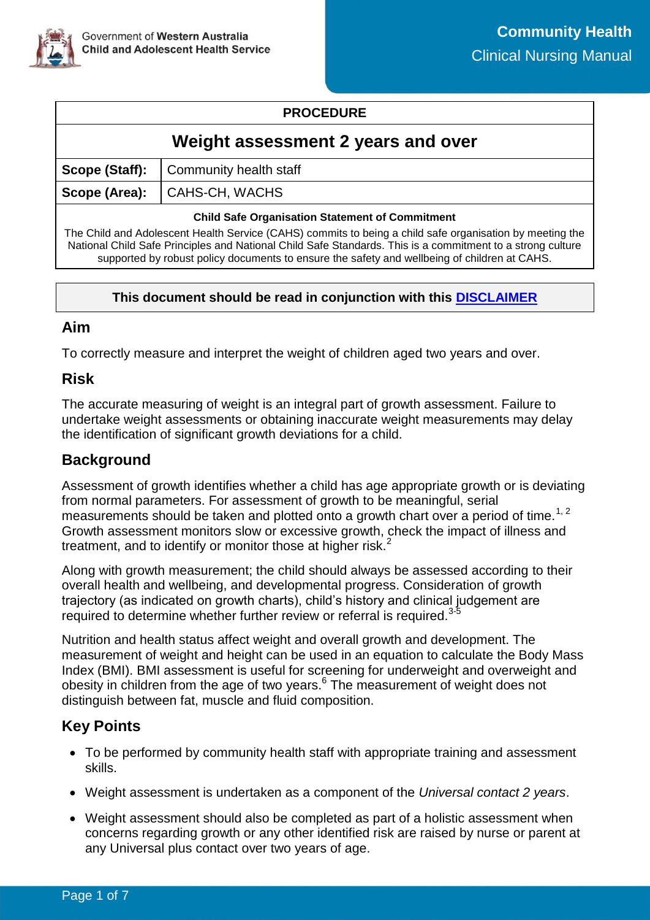Government of **Western Australia**
**Child and Adolescent Health Service**

**Community Health**
Clinical Nursing Manual

| **PROCEDURE** | |
|---|---|
| **Weight assessment 2 years and over** | |
| **Scope (Staff):** | Community health staff |
| **Scope (Area):** | CAHS-CH, WACHS |

**Child Safe Organisation Statement of Commitment**

The Child and Adolescent Health Service (CAHS) commits to being a child safe organisation by meeting the National Child Safe Principles and National Child Safe Standards. This is a commitment to a strong culture supported by robust policy documents to ensure the safety and wellbeing of children at CAHS.

**This document should be read in conjunction with this DISCLAIMER**

## Aim

To correctly measure and interpret the weight of children aged two years and over.

## Risk

The accurate measuring of weight is an integral part of growth assessment. Failure to undertake weight assessments or obtaining inaccurate weight measurements may delay the identification of significant growth deviations for a child.

## Background

Assessment of growth identifies whether a child has age appropriate growth or is deviating from normal parameters. For assessment of growth to be meaningful, serial measurements should be taken and plotted onto a growth chart over a period of time.[1, 2] Growth assessment monitors slow or excessive growth, check the impact of illness and treatment, and to identify or monitor those at higher risk.[2]

Along with growth measurement; the child should always be assessed according to their overall health and wellbeing, and developmental progress. Consideration of growth trajectory (as indicated on growth charts), child's history and clinical judgement are required to determine whether further review or referral is required.[3-5]

Nutrition and health status affect weight and overall growth and development. The measurement of weight and height can be used in an equation to calculate the Body Mass Index (BMI). BMI assessment is useful for screening for underweight and overweight and obesity in children from the age of two years.[6] The measurement of weight does not distinguish between fat, muscle and fluid composition.

## Key Points

- To be performed by community health staff with appropriate training and assessment skills.
- Weight assessment is undertaken as a component of the *Universal contact 2 years*.
- Weight assessment should also be completed as part of a holistic assessment when concerns regarding growth or any other identified risk are raised by nurse or parent at any Universal plus contact over two years of age.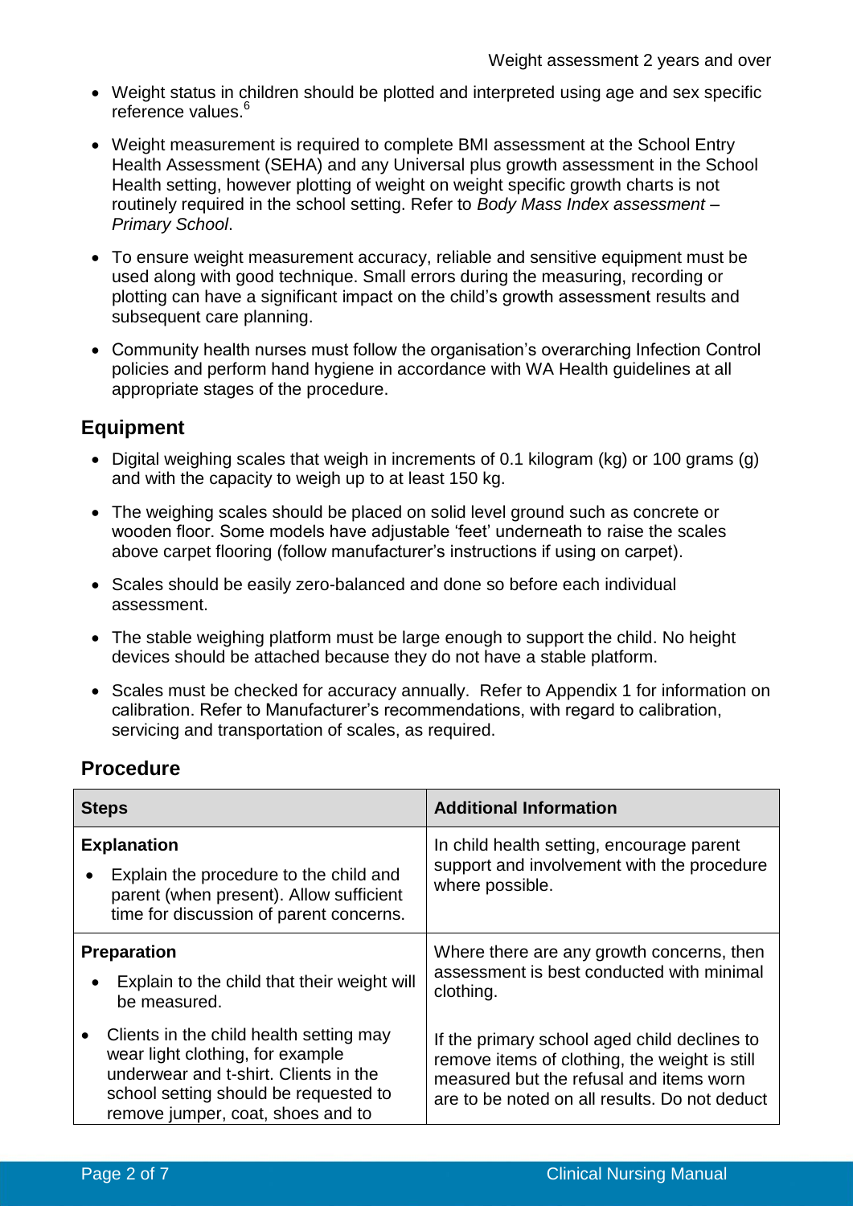- Weight status in children should be plotted and interpreted using age and sex specific reference values.[6]
- Weight measurement is required to complete BMI assessment at the School Entry Health Assessment (SEHA) and any Universal plus growth assessment in the School Health setting, however plotting of weight on weight specific growth charts is not routinely required in the school setting. Refer to *Body Mass Index assessment – Primary School*.
- To ensure weight measurement accuracy, reliable and sensitive equipment must be used along with good technique. Small errors during the measuring, recording or plotting can have a significant impact on the child's growth assessment results and subsequent care planning.
- Community health nurses must follow the organisation's overarching Infection Control policies and perform hand hygiene in accordance with WA Health guidelines at all appropriate stages of the procedure.

## Equipment

- Digital weighing scales that weigh in increments of 0.1 kilogram (kg) or 100 grams (g) and with the capacity to weigh up to at least 150 kg.
- The weighing scales should be placed on solid level ground such as concrete or wooden floor. Some models have adjustable 'feet' underneath to raise the scales above carpet flooring (follow manufacturer's instructions if using on carpet).
- Scales should be easily zero-balanced and done so before each individual assessment.
- The stable weighing platform must be large enough to support the child. No height devices should be attached because they do not have a stable platform.
- Scales must be checked for accuracy annually. Refer to Appendix 1 for information on calibration. Refer to Manufacturer's recommendations, with regard to calibration, servicing and transportation of scales, as required.

## Procedure

| Steps | Additional Information |
|---|---|
| **Explanation**<br>• Explain the procedure to the child and parent (when present). Allow sufficient time for discussion of parent concerns. | In child health setting, encourage parent support and involvement with the procedure where possible. |
| **Preparation**<br>• Explain to the child that their weight will be measured.<br>• Clients in the child health setting may wear light clothing, for example underwear and t-shirt. Clients in the school setting should be requested to remove jumper, coat, shoes and to | Where there are any growth concerns, then assessment is best conducted with minimal clothing.<br><br>If the primary school aged child declines to remove items of clothing, the weight is still measured but the refusal and items worn are to be noted on all results. Do not deduct |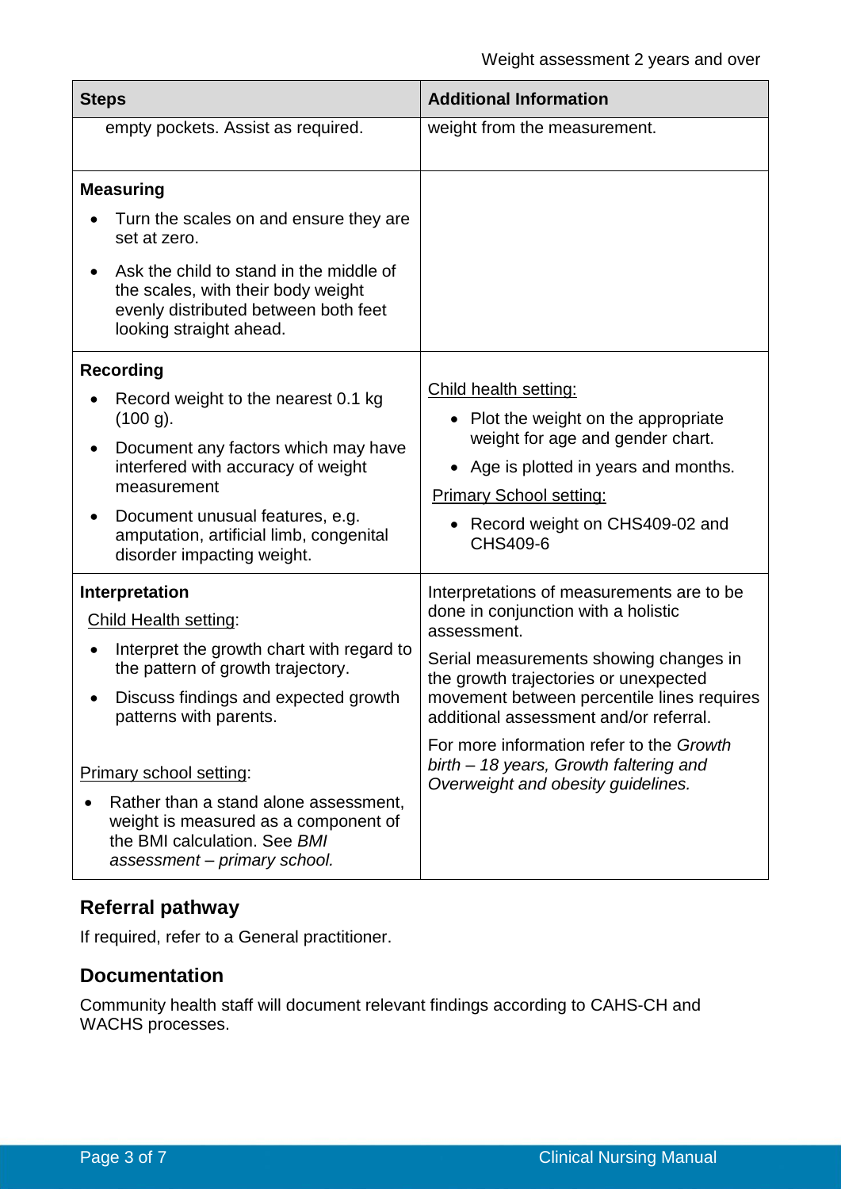| Steps | Additional Information |
|---|---|
| empty pockets. Assist as required. | weight from the measurement. |
| **Measuring**<br>• Turn the scales on and ensure they are set at zero.<br>• Ask the child to stand in the middle of the scales, with their body weight evenly distributed between both feet looking straight ahead. | |
| **Recording**<br>• Record weight to the nearest 0.1 kg (100 g).<br>• Document any factors which may have interfered with accuracy of weight measurement<br>• Document unusual features, e.g. amputation, artificial limb, congenital disorder impacting weight. | Child health setting:<br>• Plot the weight on the appropriate weight for age and gender chart.<br>• Age is plotted in years and months.<br>Primary School setting:<br>• Record weight on CHS409-02 and CHS409-6 |
| **Interpretation**<br>Child Health setting:<br>• Interpret the growth chart with regard to the pattern of growth trajectory.<br>• Discuss findings and expected growth patterns with parents.<br><br>Primary school setting:<br>• Rather than a stand alone assessment, weight is measured as a component of the BMI calculation. See *BMI assessment – primary school.* | Interpretations of measurements are to be done in conjunction with a holistic assessment.<br>Serial measurements showing changes in the growth trajectories or unexpected movement between percentile lines requires additional assessment and/or referral.<br>For more information refer to the *Growth birth – 18 years, Growth faltering and Overweight and obesity guidelines.* |

## Referral pathway

If required, refer to a General practitioner.

## Documentation

Community health staff will document relevant findings according to CAHS-CH and WACHS processes.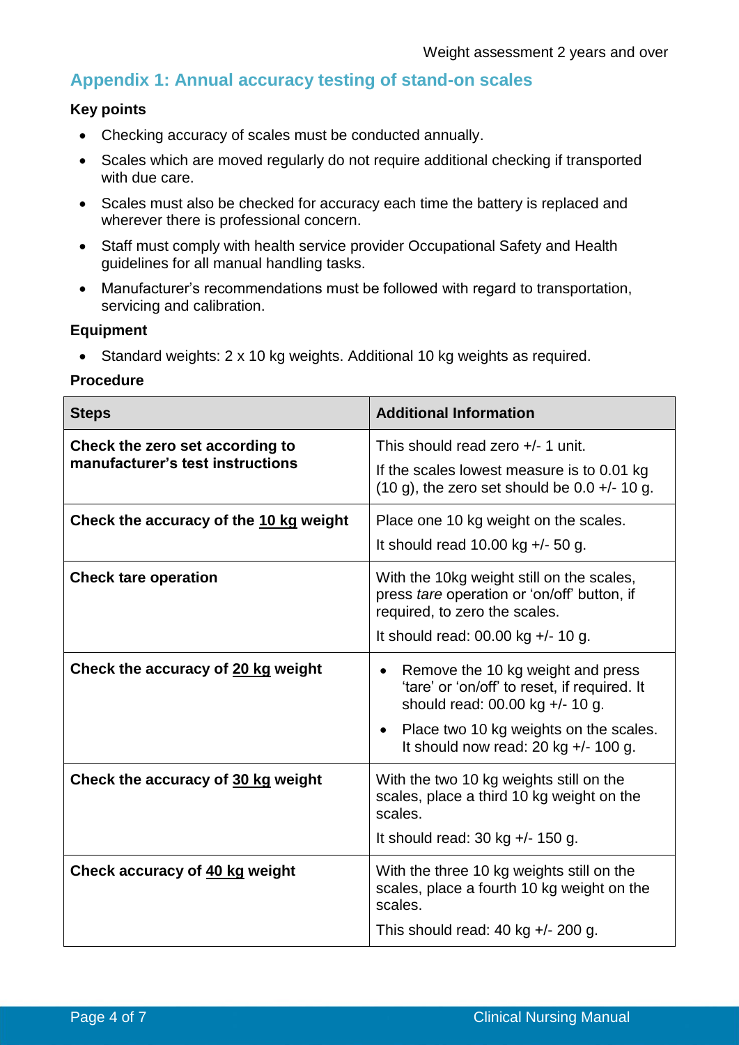## Appendix 1: Annual accuracy testing of stand-on scales

**Key points**

- Checking accuracy of scales must be conducted annually.
- Scales which are moved regularly do not require additional checking if transported with due care.
- Scales must also be checked for accuracy each time the battery is replaced and wherever there is professional concern.
- Staff must comply with health service provider Occupational Safety and Health guidelines for all manual handling tasks.
- Manufacturer's recommendations must be followed with regard to transportation, servicing and calibration.

**Equipment**

- Standard weights: 2 x 10 kg weights. Additional 10 kg weights as required.

**Procedure**

| Steps | Additional Information |
|---|---|
| **Check the zero set according to manufacturer's test instructions** | This should read zero +/- 1 unit.<br>If the scales lowest measure is to 0.01 kg (10 g), the zero set should be 0.0 +/- 10 g. |
| **Check the accuracy of the <u>10 kg</u> weight** | Place one 10 kg weight on the scales.<br>It should read 10.00 kg +/- 50 g. |
| **Check tare operation** | With the 10kg weight still on the scales, press *tare* operation or 'on/off' button, if required, to zero the scales.<br>It should read: 00.00 kg +/- 10 g. |
| **Check the accuracy of <u>20 kg</u> weight** | • Remove the 10 kg weight and press 'tare' or 'on/off' to reset, if required. It should read: 00.00 kg +/- 10 g.<br>• Place two 10 kg weights on the scales. It should now read: 20 kg +/- 100 g. |
| **Check the accuracy of <u>30 kg</u> weight** | With the two 10 kg weights still on the scales, place a third 10 kg weight on the scales.<br>It should read: 30 kg +/- 150 g. |
| **Check accuracy of <u>40 kg</u> weight** | With the three 10 kg weights still on the scales, place a fourth 10 kg weight on the scales.<br>This should read: 40 kg +/- 200 g. |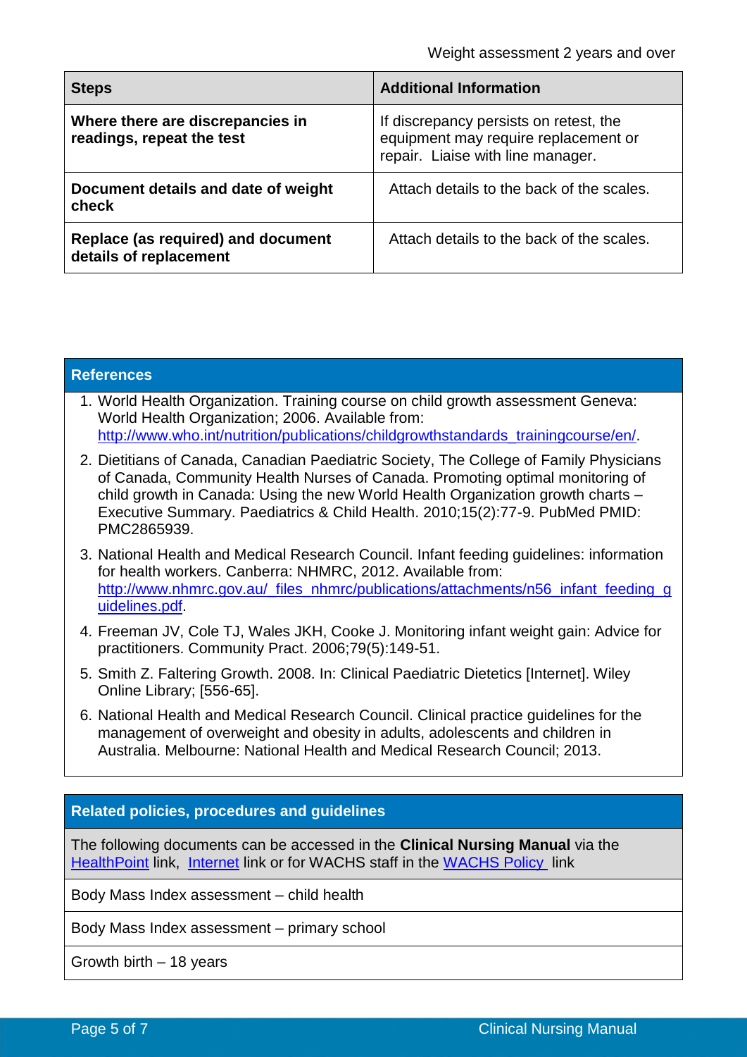| Steps | Additional Information |
|---|---|
| **Where there are discrepancies in readings, repeat the test** | If discrepancy persists on retest, the equipment may require replacement or repair. Liaise with line manager. |
| **Document details and date of weight check** | Attach details to the back of the scales. |
| **Replace (as required) and document details of replacement** | Attach details to the back of the scales. |

## References

1. World Health Organization. Training course on child growth assessment Geneva: World Health Organization; 2006. Available from: http://www.who.int/nutrition/publications/childgrowthstandards_trainingcourse/en/.
2. Dietitians of Canada, Canadian Paediatric Society, The College of Family Physicians of Canada, Community Health Nurses of Canada. Promoting optimal monitoring of child growth in Canada: Using the new World Health Organization growth charts – Executive Summary. Paediatrics & Child Health. 2010;15(2):77-9. PubMed PMID: PMC2865939.
3. National Health and Medical Research Council. Infant feeding guidelines: information for health workers. Canberra: NHMRC, 2012. Available from: http://www.nhmrc.gov.au/_files_nhmrc/publications/attachments/n56_infant_feeding_guidelines.pdf.
4. Freeman JV, Cole TJ, Wales JKH, Cooke J. Monitoring infant weight gain: Advice for practitioners. Community Pract. 2006;79(5):149-51.
5. Smith Z. Faltering Growth. 2008. In: Clinical Paediatric Dietetics [Internet]. Wiley Online Library; [556-65].
6. National Health and Medical Research Council. Clinical practice guidelines for the management of overweight and obesity in adults, adolescents and children in Australia. Melbourne: National Health and Medical Research Council; 2013.

## Related policies, procedures and guidelines

The following documents can be accessed in the **Clinical Nursing Manual** via the HealthPoint link, Internet link or for WACHS staff in the WACHS Policy link

- Body Mass Index assessment – child health
- Body Mass Index assessment – primary school
- Growth birth – 18 years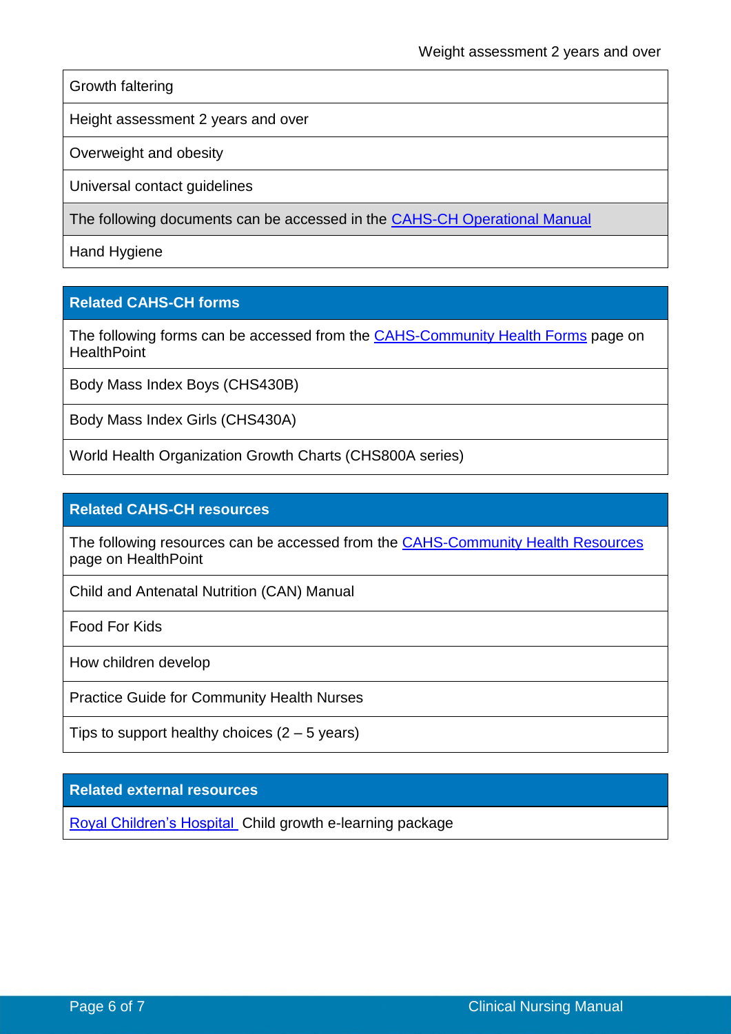| Growth faltering |
|---|
| Height assessment 2 years and over |
| Overweight and obesity |
| Universal contact guidelines |
| The following documents can be accessed in the CAHS-CH Operational Manual |
| Hand Hygiene |

| **Related CAHS-CH forms** |
|---|
| The following forms can be accessed from the CAHS-Community Health Forms page on HealthPoint |
| Body Mass Index Boys (CHS430B) |
| Body Mass Index Girls (CHS430A) |
| World Health Organization Growth Charts (CHS800A series) |

| **Related CAHS-CH resources** |
|---|
| The following resources can be accessed from the CAHS-Community Health Resources page on HealthPoint |
| Child and Antenatal Nutrition (CAN) Manual |
| Food For Kids |
| How children develop |
| Practice Guide for Community Health Nurses |
| Tips to support healthy choices (2 – 5 years) |

| **Related external resources** |
|---|
| Royal Children's Hospital Child growth e-learning package |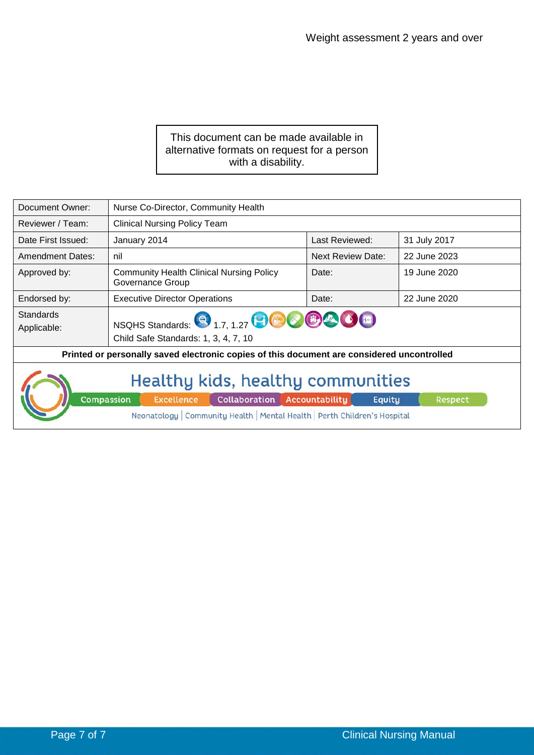This document can be made available in alternative formats on request for a person with a disability.

| | | | |
|---|---|---|---|
| Document Owner: | Nurse Co-Director, Community Health | | |
| Reviewer / Team: | Clinical Nursing Policy Team | | |
| Date First Issued: | January 2014 | Last Reviewed: | 31 July 2017 |
| Amendment Dates: | nil | Next Review Date: | 22 June 2023 |
| Approved by: | Community Health Clinical Nursing Policy Governance Group | Date: | 19 June 2020 |
| Endorsed by: | Executive Director Operations | Date: | 22 June 2020 |
| Standards Applicable: | NSQHS Standards: 1.7, 1.27<br>Child Safe Standards: 1, 3, 4, 7, 10 | | |

**Printed or personally saved electronic copies of this document are considered uncontrolled**

Healthy kids, healthy communities

Compassion | Excellence | Collaboration | Accountability | Equity | Respect

Neonatology | Community Health | Mental Health | Perth Children's Hospital